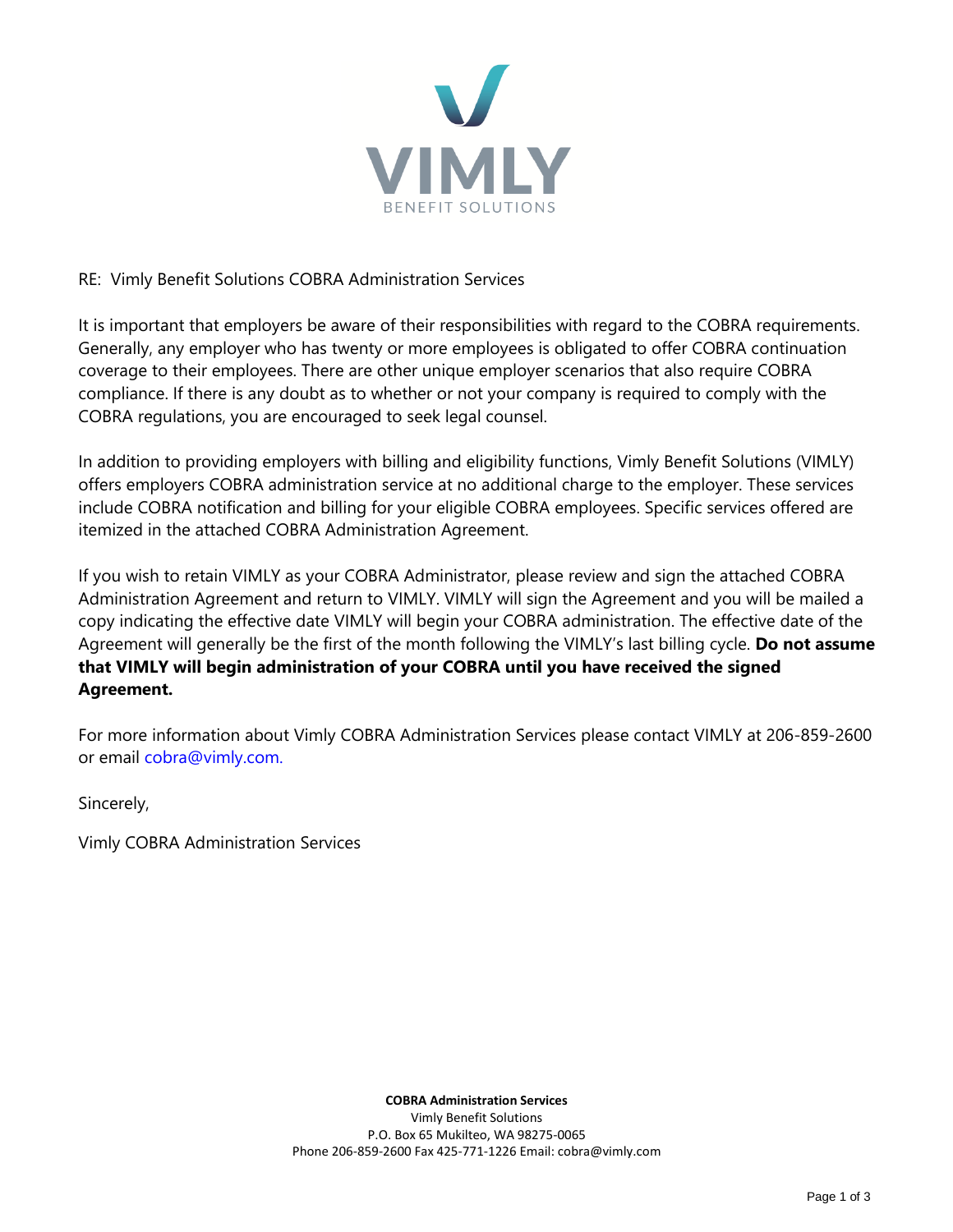VIMLY

BENEFIT SOLUTIONS

RE: Vimly Benefit Solutions COBRA Administration Services

It is important that employers be aware of their responsibilities with regard to the COBRA requirements. Generally, any employer who has twenty or more employees is obligated to offer COBRA continuation coverage to their employees. There are other unique employer scenarios that also require COBRA compliance. If there is any doubt as to whether or not your company is required to comply with the COBRA regulations, you are encouraged to seek legal counsel.

In addition to providing employers with billing and eligibility functions, Vimly Benefit Solutions (VIMLY) offers employers COBRA administration service at no additional charge to the employer. These services include COBRA notification and billing for your eligible COBRA employees. Specific services offered are itemized in the attached COBRA Administration Agreement.

If you wish to retain VIMLY as your COBRA Administrator, please review and sign the attached COBRA Administration Agreement and return to VIMLY. VIMLY will sign the Agreement and you will be mailed a copy indicating the effective date VIMLY will begin your COBRA administration. The effective date of the Agreement will generally be the first of the month following the VIMLY's last billing cycle. **Do not assume that VIMLY will begin administration of your COBRA until you have received the signed Agreement.**

For more information about Vimly COBRA Administration Services please contact VIMLY at 206-859-2600 or email cobra@vimly.com.

Sincerely,

Vimly COBRA Administration Services

**COBRA Administration Services**
Vimly Benefit Solutions
P.O. Box 65 Mukilteo, WA 98275-0065
Phone 206-859-2600 Fax 425-771-1226 Email: cobra@vimly.com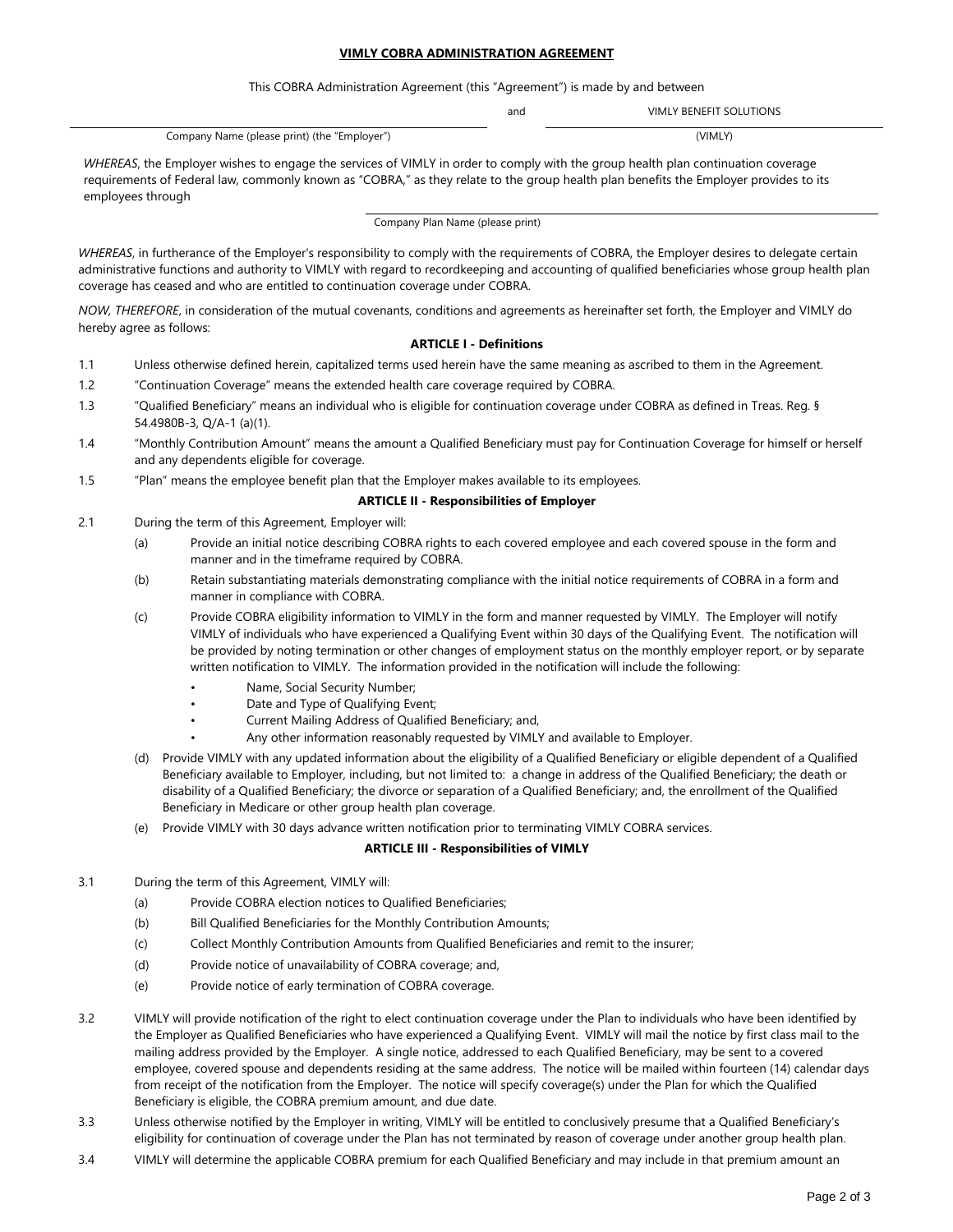**VIMLY COBRA ADMINISTRATION AGREEMENT**

This COBRA Administration Agreement (this "Agreement") is made by and between

| Company Name (please print) (the "Employer") | and | VIMLY BENEFIT SOLUTIONS (VIMLY) |
| --- | --- | --- |

*WHEREAS*, the Employer wishes to engage the services of VIMLY in order to comply with the group health plan continuation coverage requirements of Federal law, commonly known as "COBRA," as they relate to the group health plan benefits the Employer provides to its employees through

Company Plan Name (please print)

*WHEREAS*, in furtherance of the Employer's responsibility to comply with the requirements of COBRA, the Employer desires to delegate certain administrative functions and authority to VIMLY with regard to recordkeeping and accounting of qualified beneficiaries whose group health plan coverage has ceased and who are entitled to continuation coverage under COBRA.

*NOW, THEREFORE*, in consideration of the mutual covenants, conditions and agreements as hereinafter set forth, the Employer and VIMLY do hereby agree as follows:

**ARTICLE I - Definitions**

1.1 Unless otherwise defined herein, capitalized terms used herein have the same meaning as ascribed to them in the Agreement.

1.2 "Continuation Coverage" means the extended health care coverage required by COBRA.

1.3 "Qualified Beneficiary" means an individual who is eligible for continuation coverage under COBRA as defined in Treas. Reg. § 54.4980B-3, Q/A-1 (a)(1).

1.4 "Monthly Contribution Amount" means the amount a Qualified Beneficiary must pay for Continuation Coverage for himself or herself and any dependents eligible for coverage.

1.5 "Plan" means the employee benefit plan that the Employer makes available to its employees.

**ARTICLE II - Responsibilities of Employer**

2.1 During the term of this Agreement, Employer will:

(a) Provide an initial notice describing COBRA rights to each covered employee and each covered spouse in the form and manner and in the timeframe required by COBRA.

(b) Retain substantiating materials demonstrating compliance with the initial notice requirements of COBRA in a form and manner in compliance with COBRA.

(c) Provide COBRA eligibility information to VIMLY in the form and manner requested by VIMLY. The Employer will notify VIMLY of individuals who have experienced a Qualifying Event within 30 days of the Qualifying Event. The notification will be provided by noting termination or other changes of employment status on the monthly employer report, or by separate written notification to VIMLY. The information provided in the notification will include the following:

- Name, Social Security Number;
- Date and Type of Qualifying Event;
- Current Mailing Address of Qualified Beneficiary; and,
- Any other information reasonably requested by VIMLY and available to Employer.

(d) Provide VIMLY with any updated information about the eligibility of a Qualified Beneficiary or eligible dependent of a Qualified Beneficiary available to Employer, including, but not limited to: a change in address of the Qualified Beneficiary; the death or disability of a Qualified Beneficiary; the divorce or separation of a Qualified Beneficiary; and, the enrollment of the Qualified Beneficiary in Medicare or other group health plan coverage.

(e) Provide VIMLY with 30 days advance written notification prior to terminating VIMLY COBRA services.

**ARTICLE III - Responsibilities of VIMLY**

3.1 During the term of this Agreement, VIMLY will:

(a) Provide COBRA election notices to Qualified Beneficiaries;

(b) Bill Qualified Beneficiaries for the Monthly Contribution Amounts;

(c) Collect Monthly Contribution Amounts from Qualified Beneficiaries and remit to the insurer;

(d) Provide notice of unavailability of COBRA coverage; and,

(e) Provide notice of early termination of COBRA coverage.

3.2 VIMLY will provide notification of the right to elect continuation coverage under the Plan to individuals who have been identified by the Employer as Qualified Beneficiaries who have experienced a Qualifying Event. VIMLY will mail the notice by first class mail to the mailing address provided by the Employer. A single notice, addressed to each Qualified Beneficiary, may be sent to a covered employee, covered spouse and dependents residing at the same address. The notice will be mailed within fourteen (14) calendar days from receipt of the notification from the Employer. The notice will specify coverage(s) under the Plan for which the Qualified Beneficiary is eligible, the COBRA premium amount, and due date.

3.3 Unless otherwise notified by the Employer in writing, VIMLY will be entitled to conclusively presume that a Qualified Beneficiary's eligibility for continuation of coverage under the Plan has not terminated by reason of coverage under another group health plan.

3.4 VIMLY will determine the applicable COBRA premium for each Qualified Beneficiary and may include in that premium amount an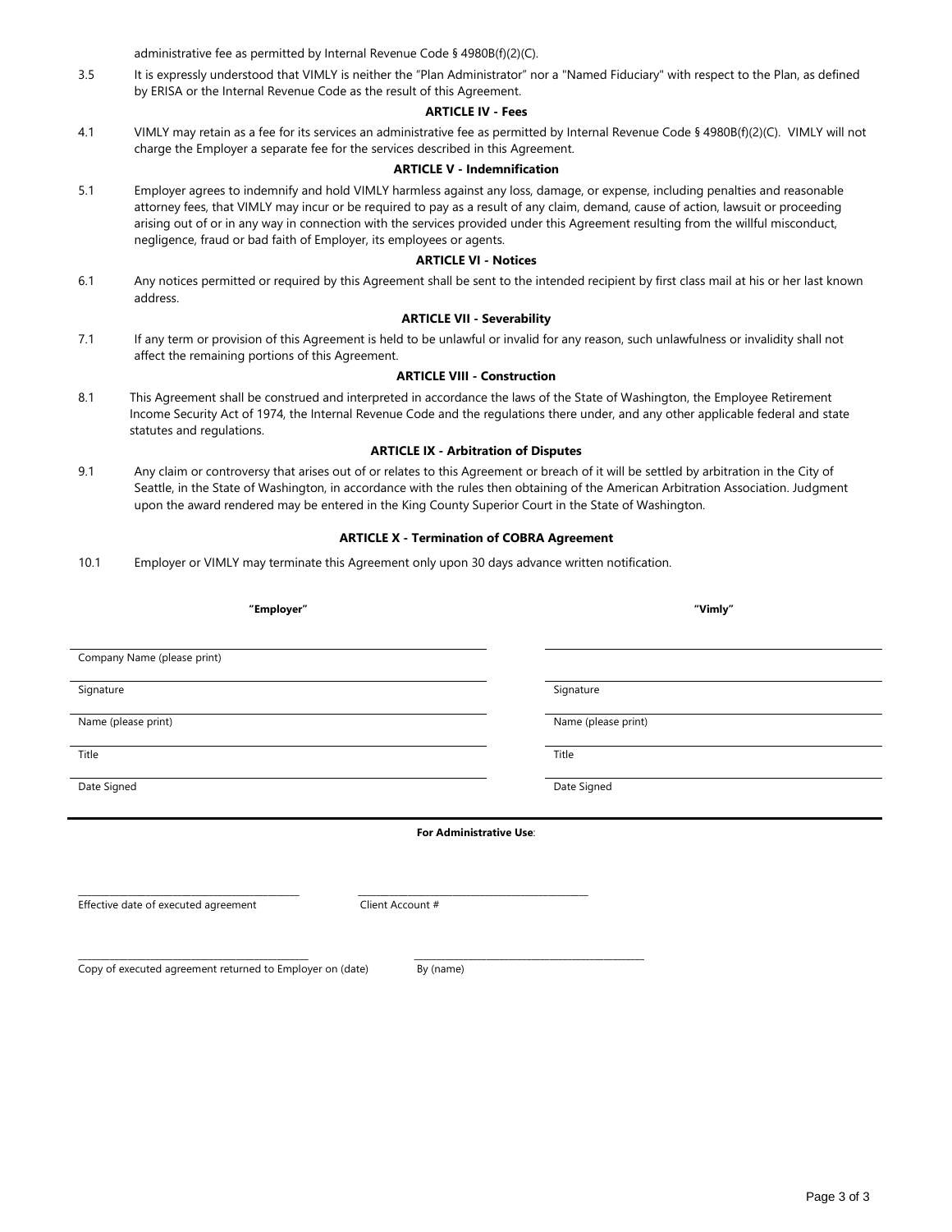administrative fee as permitted by Internal Revenue Code § 4980B(f)(2)(C).

3.5 It is expressly understood that VIMLY is neither the "Plan Administrator" nor a "Named Fiduciary" with respect to the Plan, as defined by ERISA or the Internal Revenue Code as the result of this Agreement.

**ARTICLE IV - Fees**

4.1 VIMLY may retain as a fee for its services an administrative fee as permitted by Internal Revenue Code § 4980B(f)(2)(C). VIMLY will not charge the Employer a separate fee for the services described in this Agreement.

**ARTICLE V - Indemnification**

5.1 Employer agrees to indemnify and hold VIMLY harmless against any loss, damage, or expense, including penalties and reasonable attorney fees, that VIMLY may incur or be required to pay as a result of any claim, demand, cause of action, lawsuit or proceeding arising out of or in any way in connection with the services provided under this Agreement resulting from the willful misconduct, negligence, fraud or bad faith of Employer, its employees or agents.

**ARTICLE VI - Notices**

6.1 Any notices permitted or required by this Agreement shall be sent to the intended recipient by first class mail at his or her last known address.

**ARTICLE VII - Severability**

7.1 If any term or provision of this Agreement is held to be unlawful or invalid for any reason, such unlawfulness or invalidity shall not affect the remaining portions of this Agreement.

**ARTICLE VIII - Construction**

8.1 This Agreement shall be construed and interpreted in accordance the laws of the State of Washington, the Employee Retirement Income Security Act of 1974, the Internal Revenue Code and the regulations there under, and any other applicable federal and state statutes and regulations.

**ARTICLE IX - Arbitration of Disputes**

9.1 Any claim or controversy that arises out of or relates to this Agreement or breach of it will be settled by arbitration in the City of Seattle, in the State of Washington, in accordance with the rules then obtaining of the American Arbitration Association. Judgment upon the award rendered may be entered in the King County Superior Court in the State of Washington.

**ARTICLE X - Termination of COBRA Agreement**

10.1 Employer or VIMLY may terminate this Agreement only upon 30 days advance written notification.

| **"Employer"** | **"Vimly"** |
|---|---|
| Company Name (please print) | |
| Signature | Signature |
| Name (please print) | Name (please print) |
| Title | Title |
| Date Signed | Date Signed |

**For Administrative Use**:

\_\_\_\_\_\_\_\_\_\_\_\_\_\_\_\_\_\_\_\_\_\_\_\_\_\_\_\_ Effective date of executed agreement

\_\_\_\_\_\_\_\_\_\_\_\_\_\_\_\_\_\_\_\_\_\_\_\_\_\_\_\_ Client Account #

\_\_\_\_\_\_\_\_\_\_\_\_\_\_\_\_\_\_\_\_\_\_\_\_\_\_\_\_ Copy of executed agreement returned to Employer on (date)

\_\_\_\_\_\_\_\_\_\_\_\_\_\_\_\_\_\_\_\_\_\_\_\_\_\_\_\_ By (name)